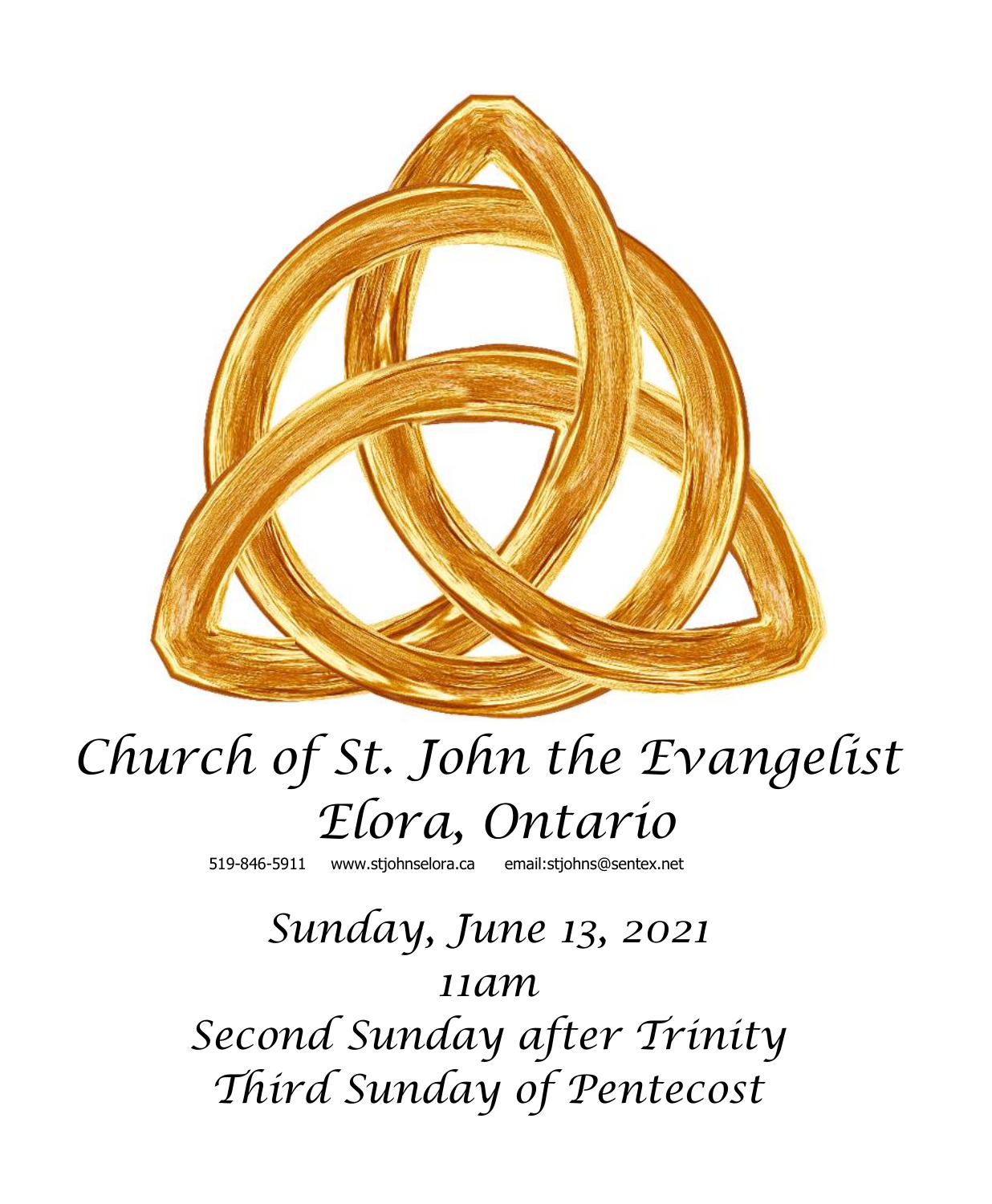# Church of St. John the Evangelist
# Elora, Ontario

519-846-5911 www.stjohnselora.ca email:stjohns@sentex.net

## Sunday, June 13, 2021

## 11am

## Second Sunday after Trinity

## Third Sunday of Pentecost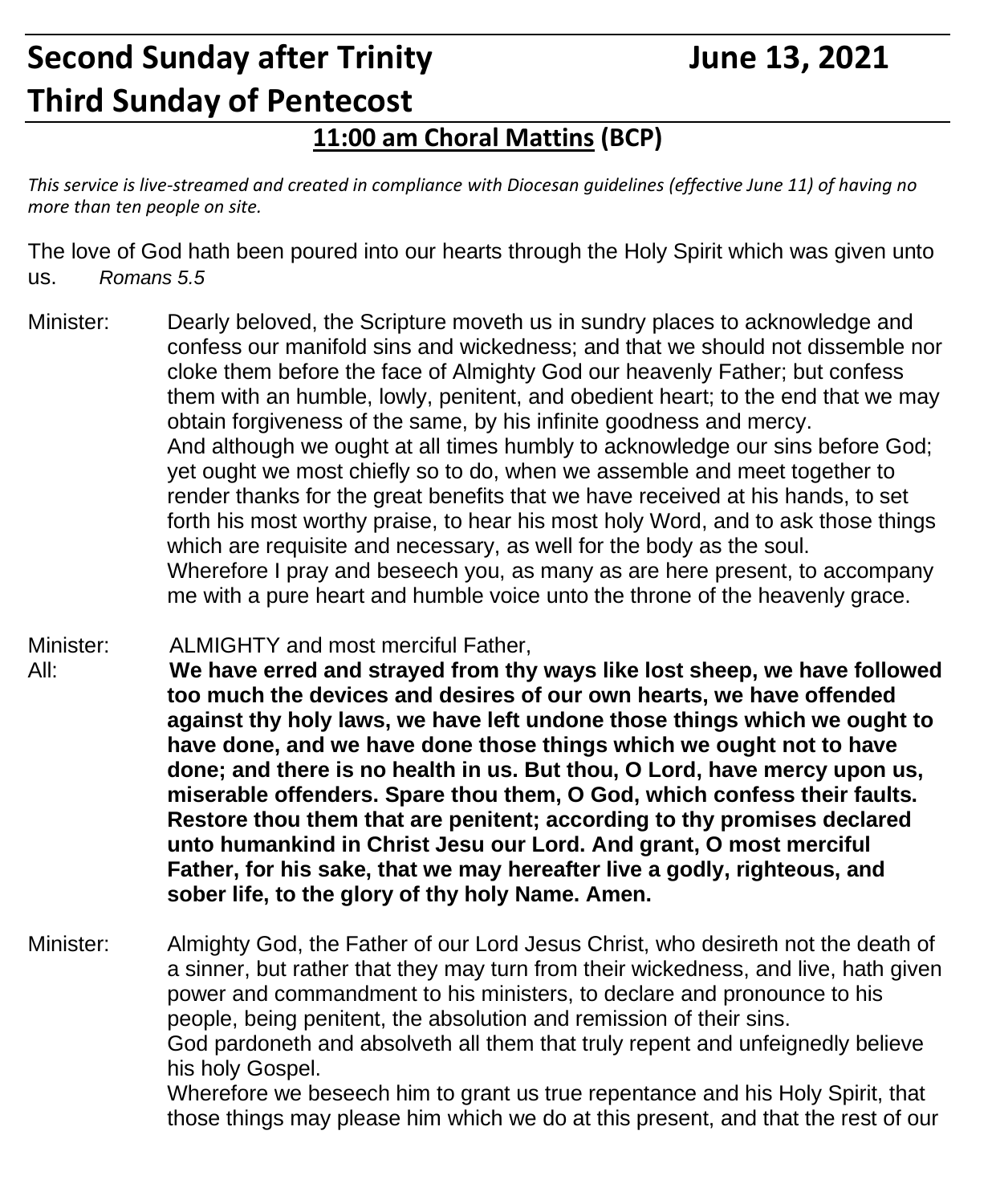# Second Sunday after Trinity June 13, 2021

# Third Sunday of Pentecost

## 11:00 am Choral Mattins (BCP)

*This service is live-streamed and created in compliance with Diocesan guidelines (effective June 11) of having no more than ten people on site.*

The love of God hath been poured into our hearts through the Holy Spirit which was given unto us. *Romans 5.5*

Minister: Dearly beloved, the Scripture moveth us in sundry places to acknowledge and confess our manifold sins and wickedness; and that we should not dissemble nor cloke them before the face of Almighty God our heavenly Father; but confess them with an humble, lowly, penitent, and obedient heart; to the end that we may obtain forgiveness of the same, by his infinite goodness and mercy.
And although we ought at all times humbly to acknowledge our sins before God; yet ought we most chiefly so to do, when we assemble and meet together to render thanks for the great benefits that we have received at his hands, to set forth his most worthy praise, to hear his most holy Word, and to ask those things which are requisite and necessary, as well for the body as the soul.
Wherefore I pray and beseech you, as many as are here present, to accompany me with a pure heart and humble voice unto the throne of the heavenly grace.

Minister: ALMIGHTY and most merciful Father,

All: **We have erred and strayed from thy ways like lost sheep, we have followed too much the devices and desires of our own hearts, we have offended against thy holy laws, we have left undone those things which we ought to have done, and we have done those things which we ought not to have done; and there is no health in us. But thou, O Lord, have mercy upon us, miserable offenders. Spare thou them, O God, which confess their faults. Restore thou them that are penitent; according to thy promises declared unto humankind in Christ Jesu our Lord. And grant, O most merciful Father, for his sake, that we may hereafter live a godly, righteous, and sober life, to the glory of thy holy Name. Amen.**

Minister: Almighty God, the Father of our Lord Jesus Christ, who desireth not the death of a sinner, but rather that they may turn from their wickedness, and live, hath given power and commandment to his ministers, to declare and pronounce to his people, being penitent, the absolution and remission of their sins.
God pardoneth and absolveth all them that truly repent and unfeignedly believe his holy Gospel.
Wherefore we beseech him to grant us true repentance and his Holy Spirit, that those things may please him which we do at this present, and that the rest of our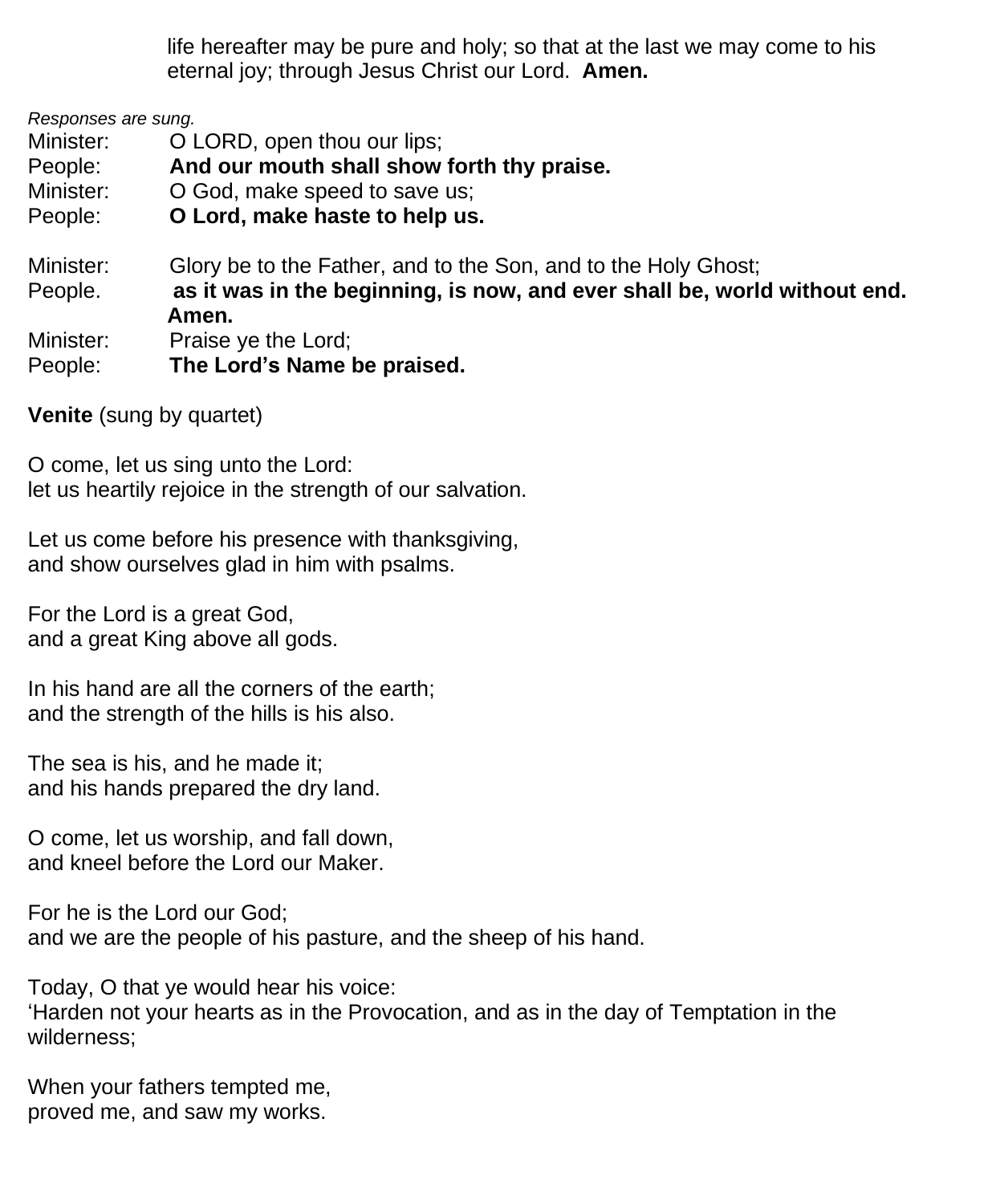life hereafter may be pure and holy; so that at the last we may come to his eternal joy; through Jesus Christ our Lord. **Amen.**

*Responses are sung.*

Minister: O LORD, open thou our lips;
People: **And our mouth shall show forth thy praise.**
Minister: O God, make speed to save us;
People: **O Lord, make haste to help us.**

Minister: Glory be to the Father, and to the Son, and to the Holy Ghost;
People. **as it was in the beginning, is now, and ever shall be, world without end. Amen.**
Minister: Praise ye the Lord;
People: **The Lord's Name be praised.**

**Venite** (sung by quartet)

O come, let us sing unto the Lord:
let us heartily rejoice in the strength of our salvation.

Let us come before his presence with thanksgiving,
and show ourselves glad in him with psalms.

For the Lord is a great God,
and a great King above all gods.

In his hand are all the corners of the earth;
and the strength of the hills is his also.

The sea is his, and he made it;
and his hands prepared the dry land.

O come, let us worship, and fall down,
and kneel before the Lord our Maker.

For he is the Lord our God;
and we are the people of his pasture, and the sheep of his hand.

Today, O that ye would hear his voice:
'Harden not your hearts as in the Provocation, and as in the day of Temptation in the wilderness;

When your fathers tempted me,
proved me, and saw my works.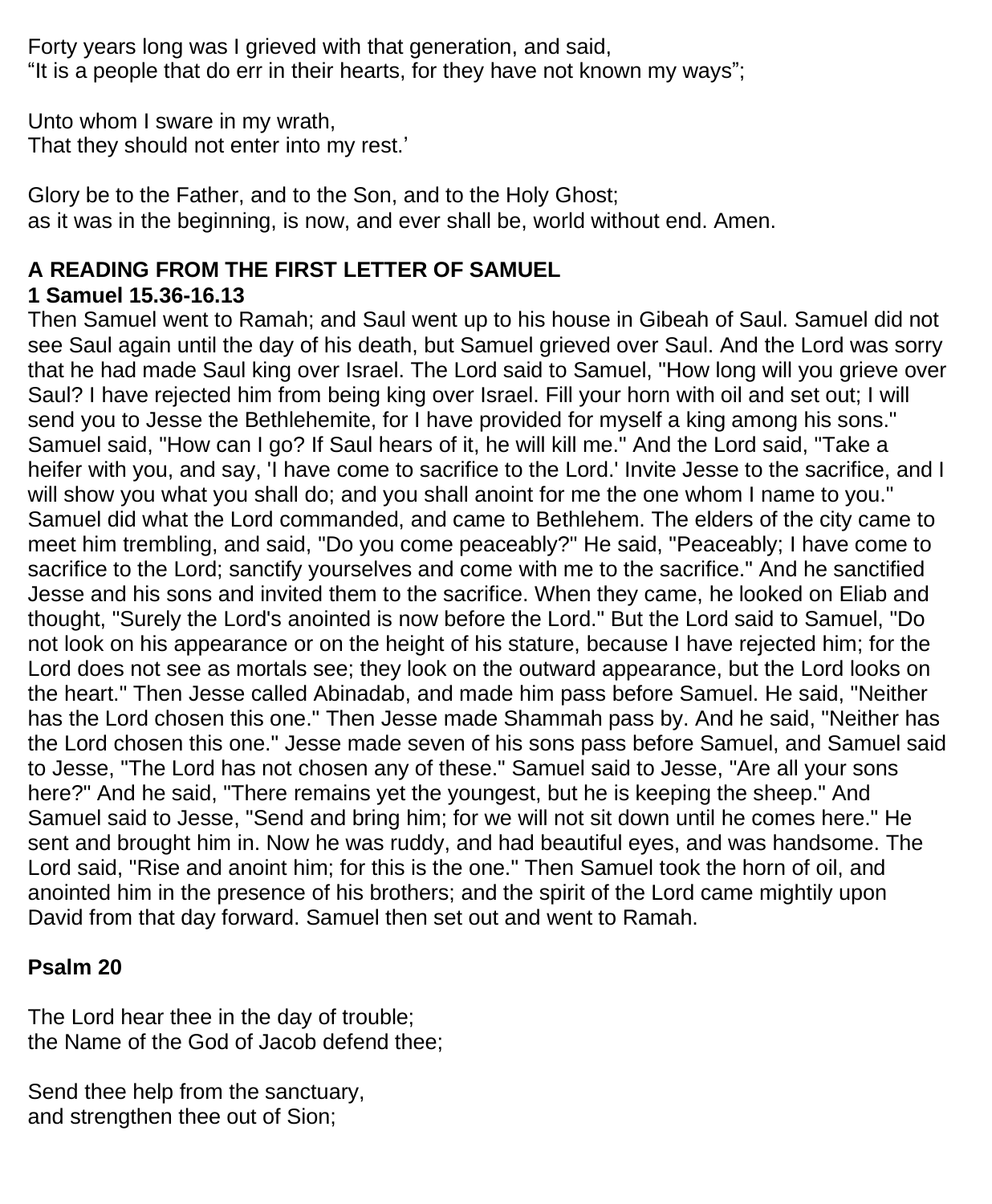Forty years long was I grieved with that generation, and said,
"It is a people that do err in their hearts, for they have not known my ways";

Unto whom I sware in my wrath,
That they should not enter into my rest.'

Glory be to the Father, and to the Son, and to the Holy Ghost;
as it was in the beginning, is now, and ever shall be, world without end. Amen.

**A READING FROM THE FIRST LETTER OF SAMUEL**
**1 Samuel 15.36-16.13**

Then Samuel went to Ramah; and Saul went up to his house in Gibeah of Saul. Samuel did not see Saul again until the day of his death, but Samuel grieved over Saul. And the Lord was sorry that he had made Saul king over Israel. The Lord said to Samuel, "How long will you grieve over Saul? I have rejected him from being king over Israel. Fill your horn with oil and set out; I will send you to Jesse the Bethlehemite, for I have provided for myself a king among his sons." Samuel said, "How can I go? If Saul hears of it, he will kill me." And the Lord said, "Take a heifer with you, and say, 'I have come to sacrifice to the Lord.' Invite Jesse to the sacrifice, and I will show you what you shall do; and you shall anoint for me the one whom I name to you." Samuel did what the Lord commanded, and came to Bethlehem. The elders of the city came to meet him trembling, and said, "Do you come peaceably?" He said, "Peaceably; I have come to sacrifice to the Lord; sanctify yourselves and come with me to the sacrifice." And he sanctified Jesse and his sons and invited them to the sacrifice. When they came, he looked on Eliab and thought, "Surely the Lord's anointed is now before the Lord." But the Lord said to Samuel, "Do not look on his appearance or on the height of his stature, because I have rejected him; for the Lord does not see as mortals see; they look on the outward appearance, but the Lord looks on the heart." Then Jesse called Abinadab, and made him pass before Samuel. He said, "Neither has the Lord chosen this one." Then Jesse made Shammah pass by. And he said, "Neither has the Lord chosen this one." Jesse made seven of his sons pass before Samuel, and Samuel said to Jesse, "The Lord has not chosen any of these." Samuel said to Jesse, "Are all your sons here?" And he said, "There remains yet the youngest, but he is keeping the sheep." And Samuel said to Jesse, "Send and bring him; for we will not sit down until he comes here." He sent and brought him in. Now he was ruddy, and had beautiful eyes, and was handsome. The Lord said, "Rise and anoint him; for this is the one." Then Samuel took the horn of oil, and anointed him in the presence of his brothers; and the spirit of the Lord came mightily upon David from that day forward. Samuel then set out and went to Ramah.

**Psalm 20**

The Lord hear thee in the day of trouble;
the Name of the God of Jacob defend thee;

Send thee help from the sanctuary,
and strengthen thee out of Sion;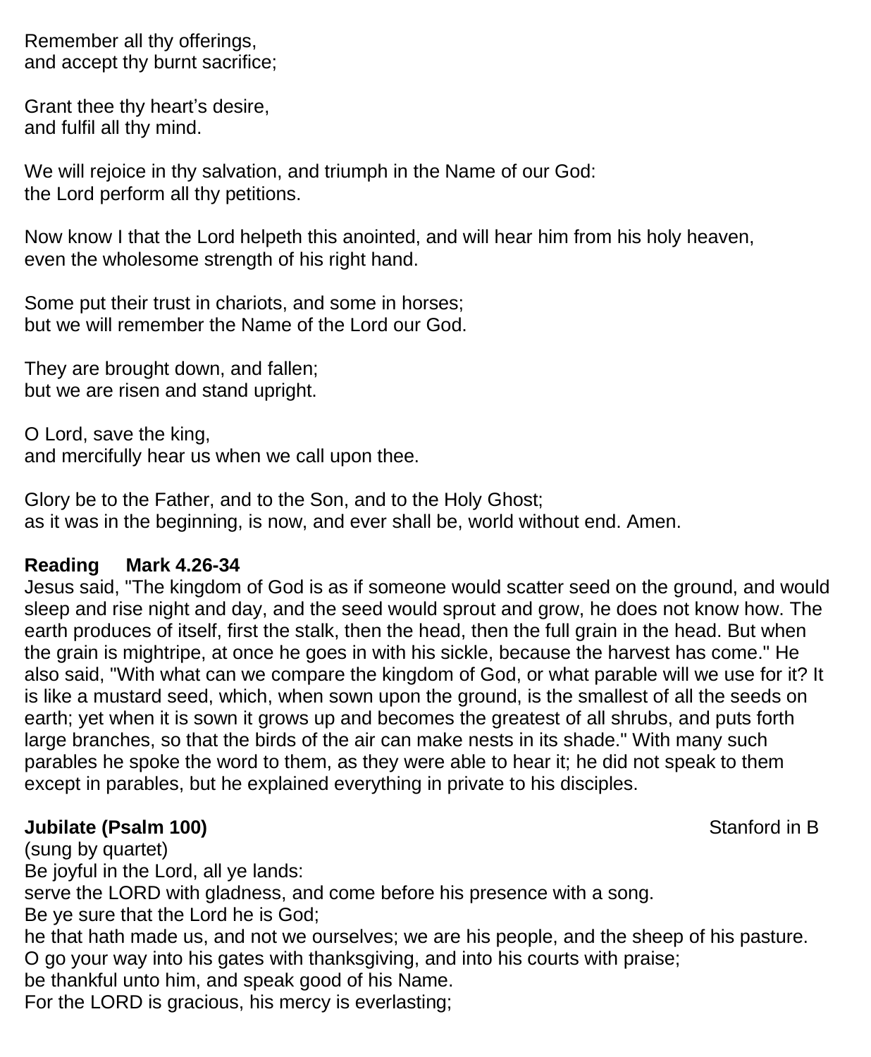Remember all thy offerings,
and accept thy burnt sacrifice;

Grant thee thy heart's desire,
and fulfil all thy mind.

We will rejoice in thy salvation, and triumph in the Name of our God:
the Lord perform all thy petitions.

Now know I that the Lord helpeth this anointed, and will hear him from his holy heaven,
even the wholesome strength of his right hand.

Some put their trust in chariots, and some in horses;
but we will remember the Name of the Lord our God.

They are brought down, and fallen;
but we are risen and stand upright.

O Lord, save the king,
and mercifully hear us when we call upon thee.

Glory be to the Father, and to the Son, and to the Holy Ghost;
as it was in the beginning, is now, and ever shall be, world without end. Amen.

**Reading  Mark 4.26-34**

Jesus said, "The kingdom of God is as if someone would scatter seed on the ground, and would sleep and rise night and day, and the seed would sprout and grow, he does not know how. The earth produces of itself, first the stalk, then the head, then the full grain in the head. But when the grain is mightripe, at once he goes in with his sickle, because the harvest has come." He also said, "With what can we compare the kingdom of God, or what parable will we use for it? It is like a mustard seed, which, when sown upon the ground, is the smallest of all the seeds on earth; yet when it is sown it grows up and becomes the greatest of all shrubs, and puts forth large branches, so that the birds of the air can make nests in its shade." With many such parables he spoke the word to them, as they were able to hear it; he did not speak to them except in parables, but he explained everything in private to his disciples.

**Jubilate (Psalm 100)** Stanford in B

(sung by quartet)

Be joyful in the Lord, all ye lands:
serve the LORD with gladness, and come before his presence with a song.
Be ye sure that the Lord he is God;
he that hath made us, and not we ourselves; we are his people, and the sheep of his pasture.
O go your way into his gates with thanksgiving, and into his courts with praise;
be thankful unto him, and speak good of his Name.
For the LORD is gracious, his mercy is everlasting;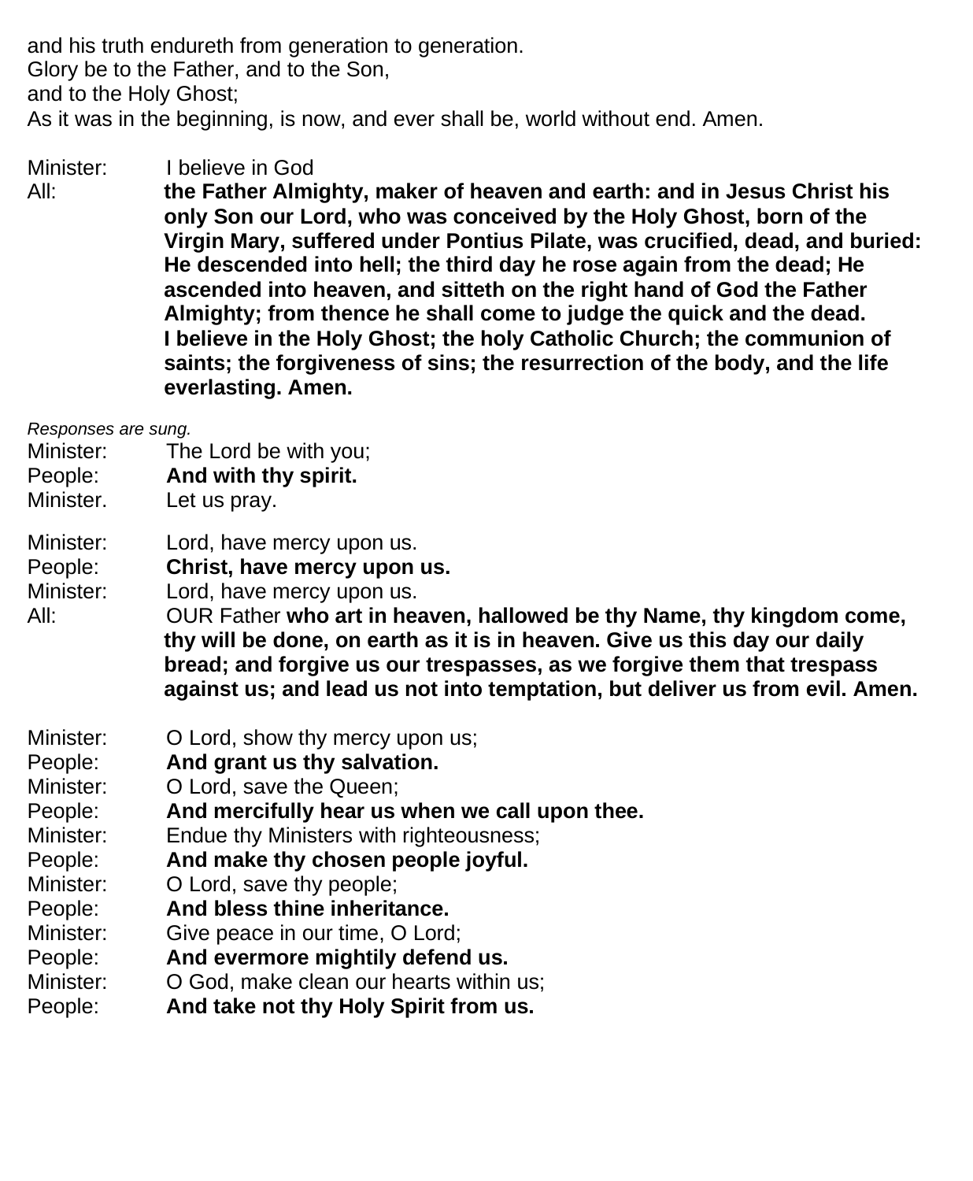and his truth endureth from generation to generation.
Glory be to the Father, and to the Son,
and to the Holy Ghost;
As it was in the beginning, is now, and ever shall be, world without end. Amen.

Minister: I believe in God
All: **the Father Almighty, maker of heaven and earth: and in Jesus Christ his only Son our Lord, who was conceived by the Holy Ghost, born of the Virgin Mary, suffered under Pontius Pilate, was crucified, dead, and buried: He descended into hell; the third day he rose again from the dead; He ascended into heaven, and sitteth on the right hand of God the Father Almighty; from thence he shall come to judge the quick and the dead. I believe in the Holy Ghost; the holy Catholic Church; the communion of saints; the forgiveness of sins; the resurrection of the body, and the life everlasting. Amen.**

*Responses are sung.*
Minister: The Lord be with you;
People: **And with thy spirit.**
Minister. Let us pray.

Minister: Lord, have mercy upon us.
People: **Christ, have mercy upon us.**
Minister: Lord, have mercy upon us.
All: OUR Father **who art in heaven, hallowed be thy Name, thy kingdom come, thy will be done, on earth as it is in heaven. Give us this day our daily bread; and forgive us our trespasses, as we forgive them that trespass against us; and lead us not into temptation, but deliver us from evil. Amen.**

Minister: O Lord, show thy mercy upon us;
People: **And grant us thy salvation.**
Minister: O Lord, save the Queen;
People: **And mercifully hear us when we call upon thee.**
Minister: Endue thy Ministers with righteousness;
People: **And make thy chosen people joyful.**
Minister: O Lord, save thy people;
People: **And bless thine inheritance.**
Minister: Give peace in our time, O Lord;
People: **And evermore mightily defend us.**
Minister: O God, make clean our hearts within us;
People: **And take not thy Holy Spirit from us.**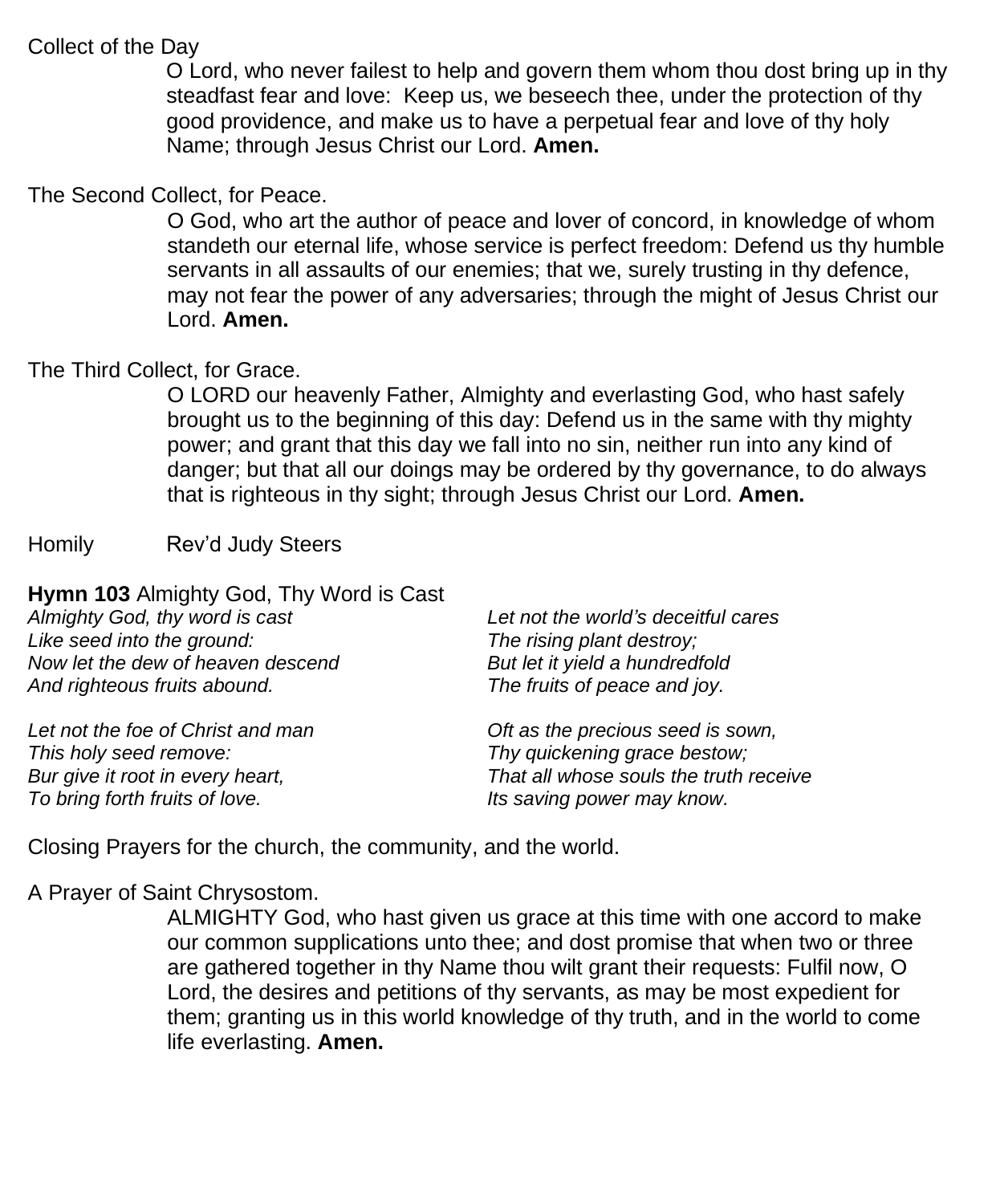Collect of the Day

O Lord, who never failest to help and govern them whom thou dost bring up in thy steadfast fear and love: Keep us, we beseech thee, under the protection of thy good providence, and make us to have a perpetual fear and love of thy holy Name; through Jesus Christ our Lord. **Amen.**

The Second Collect, for Peace.

O God, who art the author of peace and lover of concord, in knowledge of whom standeth our eternal life, whose service is perfect freedom: Defend us thy humble servants in all assaults of our enemies; that we, surely trusting in thy defence, may not fear the power of any adversaries; through the might of Jesus Christ our Lord. **Amen.**

The Third Collect, for Grace.

O LORD our heavenly Father, Almighty and everlasting God, who hast safely brought us to the beginning of this day: Defend us in the same with thy mighty power; and grant that this day we fall into no sin, neither run into any kind of danger; but that all our doings may be ordered by thy governance, to do always that is righteous in thy sight; through Jesus Christ our Lord. **Amen.**

Homily Rev'd Judy Steers

**Hymn 103** Almighty God, Thy Word is Cast

*Almighty God, thy word is cast*
*Like seed into the ground:*
*Now let the dew of heaven descend*
*And righteous fruits abound.*

*Let not the foe of Christ and man*
*This holy seed remove:*
*Bur give it root in every heart,*
*To bring forth fruits of love.*

*Let not the world's deceitful cares*
*The rising plant destroy;*
*But let it yield a hundredfold*
*The fruits of peace and joy.*

*Oft as the precious seed is sown,*
*Thy quickening grace bestow;*
*That all whose souls the truth receive*
*Its saving power may know.*

Closing Prayers for the church, the community, and the world.

A Prayer of Saint Chrysostom.

ALMIGHTY God, who hast given us grace at this time with one accord to make our common supplications unto thee; and dost promise that when two or three are gathered together in thy Name thou wilt grant their requests: Fulfil now, O Lord, the desires and petitions of thy servants, as may be most expedient for them; granting us in this world knowledge of thy truth, and in the world to come life everlasting. **Amen.**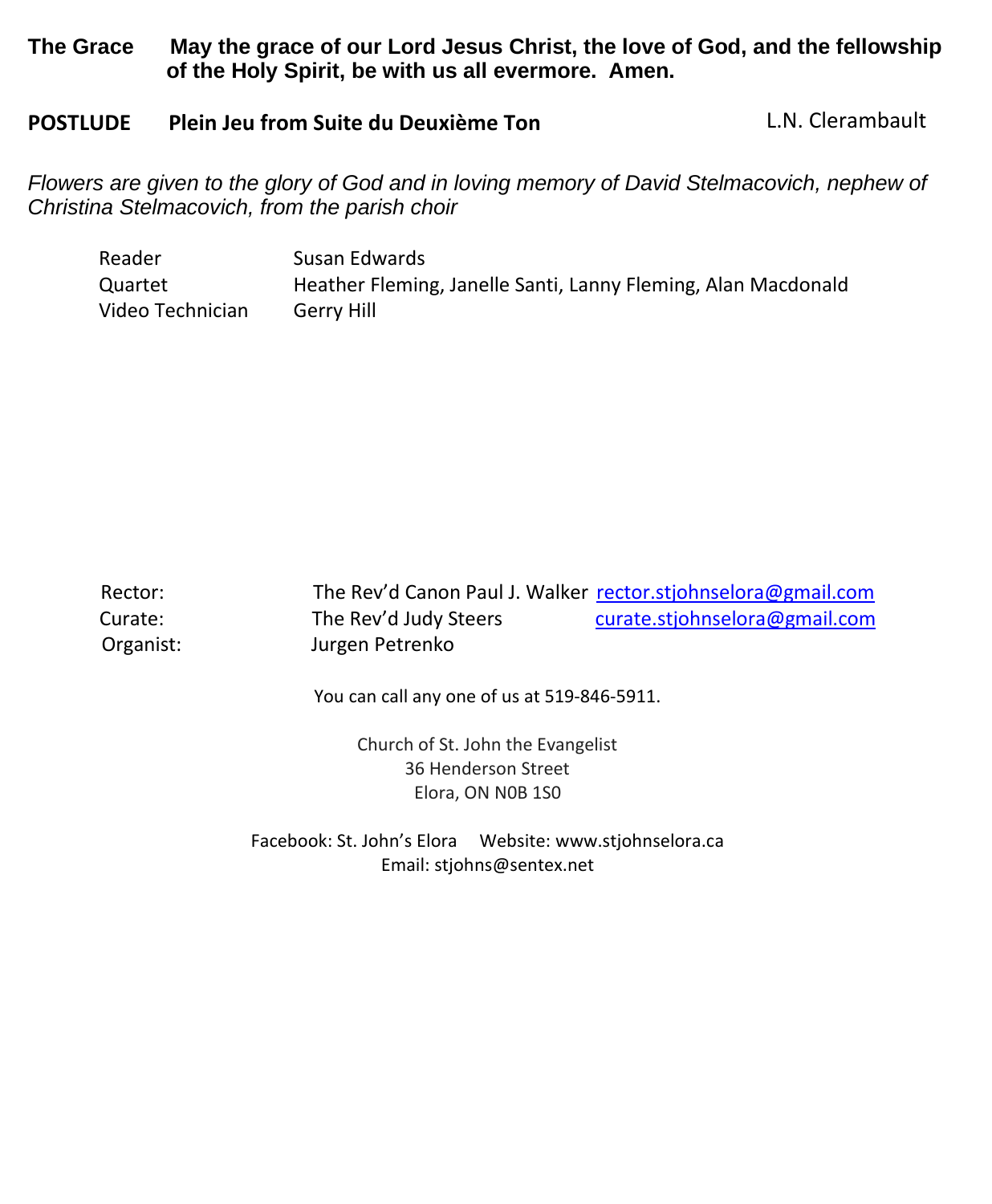**The Grace** **May the grace of our Lord Jesus Christ, the love of God, and the fellowship of the Holy Spirit, be with us all evermore. Amen.**

**POSTLUDE** **Plein Jeu from Suite du Deuxième Ton** L.N. Clerambault

*Flowers are given to the glory of God and in loving memory of David Stelmacovich, nephew of Christina Stelmacovich, from the parish choir*

| | |
|---|---|
| Reader | Susan Edwards |
| Quartet | Heather Fleming, Janelle Santi, Lanny Fleming, Alan Macdonald |
| Video Technician | Gerry Hill |

| | | |
|---|---|---|
| Rector: | The Rev'd Canon Paul J. Walker | rector.stjohnselora@gmail.com |
| Curate: | The Rev'd Judy Steers | curate.stjohnselora@gmail.com |
| Organist: | Jurgen Petrenko | |

You can call any one of us at 519-846-5911.

Church of St. John the Evangelist
36 Henderson Street
Elora, ON N0B 1S0

Facebook: St. John's Elora Website: www.stjohnselora.ca
Email: stjohns@sentex.net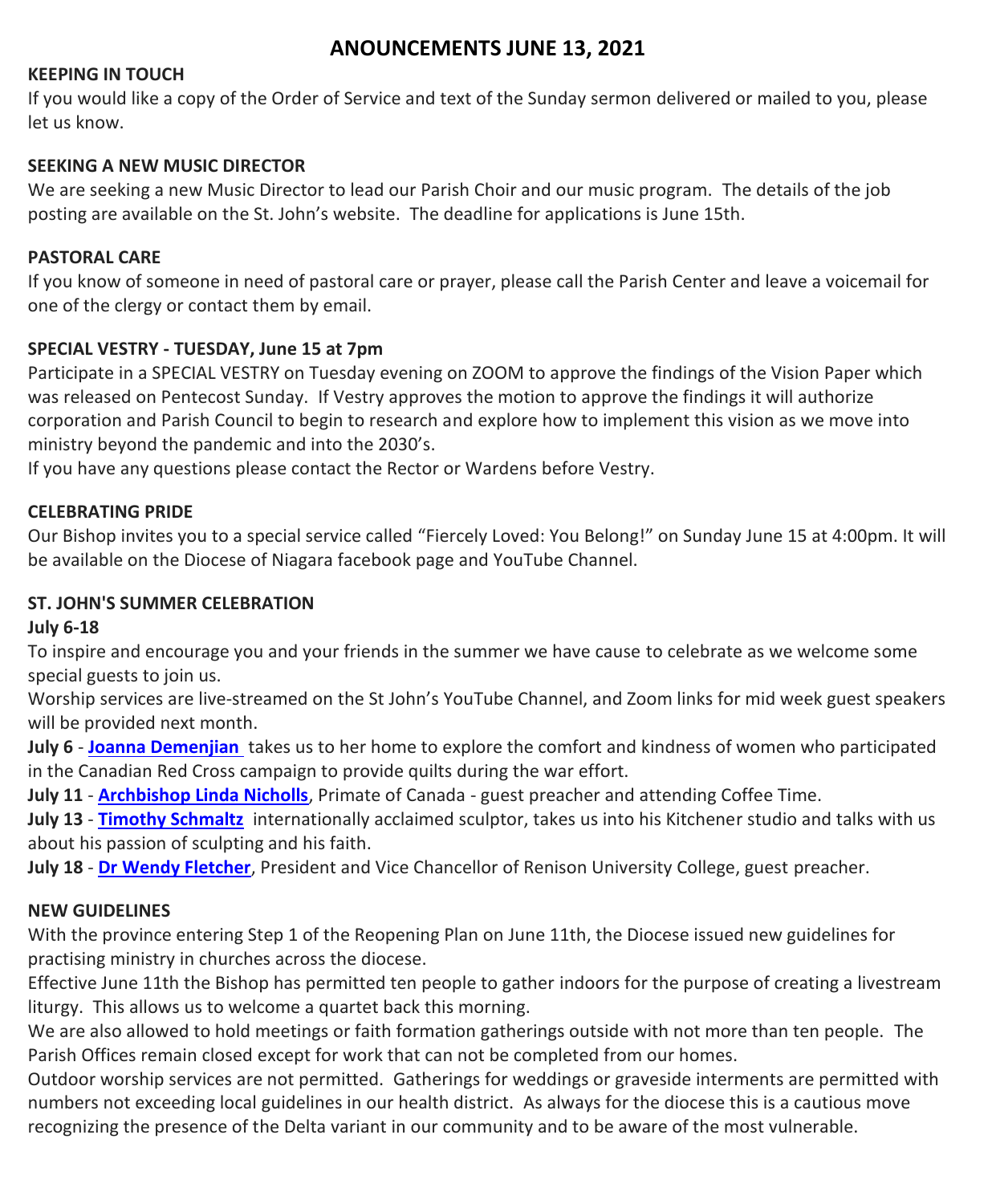# ANOUNCEMENTS JUNE 13, 2021

**KEEPING IN TOUCH**

If you would like a copy of the Order of Service and text of the Sunday sermon delivered or mailed to you, please let us know.

**SEEKING A NEW MUSIC DIRECTOR**

We are seeking a new Music Director to lead our Parish Choir and our music program. The details of the job posting are available on the St. John's website. The deadline for applications is June 15th.

**PASTORAL CARE**

If you know of someone in need of pastoral care or prayer, please call the Parish Center and leave a voicemail for one of the clergy or contact them by email.

**SPECIAL VESTRY - TUESDAY, June 15 at 7pm**

Participate in a SPECIAL VESTRY on Tuesday evening on ZOOM to approve the findings of the Vision Paper which was released on Pentecost Sunday. If Vestry approves the motion to approve the findings it will authorize corporation and Parish Council to begin to research and explore how to implement this vision as we move into ministry beyond the pandemic and into the 2030's.

If you have any questions please contact the Rector or Wardens before Vestry.

**CELEBRATING PRIDE**

Our Bishop invites you to a special service called "Fiercely Loved: You Belong!" on Sunday June 15 at 4:00pm. It will be available on the Diocese of Niagara facebook page and YouTube Channel.

**ST. JOHN'S SUMMER CELEBRATION**

**July 6-18**

To inspire and encourage you and your friends in the summer we have cause to celebrate as we welcome some special guests to join us.

Worship services are live-streamed on the St John's YouTube Channel, and Zoom links for mid week guest speakers will be provided next month.

**July 6** - **Joanna Demenjian** takes us to her home to explore the comfort and kindness of women who participated in the Canadian Red Cross campaign to provide quilts during the war effort.

**July 11** - **Archbishop Linda Nicholls**, Primate of Canada - guest preacher and attending Coffee Time.

**July 13** - **Timothy Schmaltz** internationally acclaimed sculptor, takes us into his Kitchener studio and talks with us about his passion of sculpting and his faith.

**July 18** - **Dr Wendy Fletcher**, President and Vice Chancellor of Renison University College, guest preacher.

**NEW GUIDELINES**

With the province entering Step 1 of the Reopening Plan on June 11th, the Diocese issued new guidelines for practising ministry in churches across the diocese.

Effective June 11th the Bishop has permitted ten people to gather indoors for the purpose of creating a livestream liturgy. This allows us to welcome a quartet back this morning.

We are also allowed to hold meetings or faith formation gatherings outside with not more than ten people. The Parish Offices remain closed except for work that can not be completed from our homes.

Outdoor worship services are not permitted. Gatherings for weddings or graveside interments are permitted with numbers not exceeding local guidelines in our health district. As always for the diocese this is a cautious move recognizing the presence of the Delta variant in our community and to be aware of the most vulnerable.